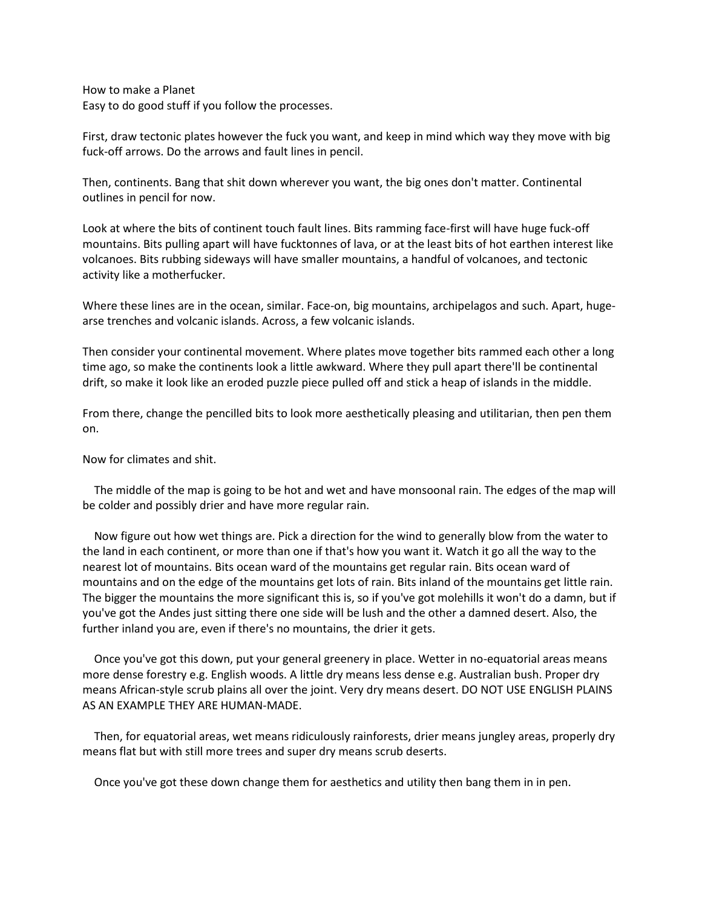How to make a Planet
Easy to do good stuff if you follow the processes.

First, draw tectonic plates however the fuck you want, and keep in mind which way they move with big fuck-off arrows. Do the arrows and fault lines in pencil.

Then, continents. Bang that shit down wherever you want, the big ones don't matter. Continental outlines in pencil for now.

Look at where the bits of continent touch fault lines. Bits ramming face-first will have huge fuck-off mountains. Bits pulling apart will have fucktonnes of lava, or at the least bits of hot earthen interest like volcanoes. Bits rubbing sideways will have smaller mountains, a handful of volcanoes, and tectonic activity like a motherfucker.

Where these lines are in the ocean, similar. Face-on, big mountains, archipelagos and such. Apart, huge-arse trenches and volcanic islands. Across, a few volcanic islands.

Then consider your continental movement. Where plates move together bits rammed each other a long time ago, so make the continents look a little awkward. Where they pull apart there'll be continental drift, so make it look like an eroded puzzle piece pulled off and stick a heap of islands in the middle.

From there, change the pencilled bits to look more aesthetically pleasing and utilitarian, then pen them on.

Now for climates and shit.

The middle of the map is going to be hot and wet and have monsoonal rain. The edges of the map will be colder and possibly drier and have more regular rain.

Now figure out how wet things are. Pick a direction for the wind to generally blow from the water to the land in each continent, or more than one if that's how you want it. Watch it go all the way to the nearest lot of mountains. Bits ocean ward of the mountains get regular rain. Bits ocean ward of mountains and on the edge of the mountains get lots of rain. Bits inland of the mountains get little rain. The bigger the mountains the more significant this is, so if you've got molehills it won't do a damn, but if you've got the Andes just sitting there one side will be lush and the other a damned desert. Also, the further inland you are, even if there's no mountains, the drier it gets.

Once you've got this down, put your general greenery in place. Wetter in no-equatorial areas means more dense forestry e.g. English woods. A little dry means less dense e.g. Australian bush. Proper dry means African-style scrub plains all over the joint. Very dry means desert. DO NOT USE ENGLISH PLAINS AS AN EXAMPLE THEY ARE HUMAN-MADE.

Then, for equatorial areas, wet means ridiculously rainforests, drier means jungley areas, properly dry means flat but with still more trees and super dry means scrub deserts.

Once you've got these down change them for aesthetics and utility then bang them in in pen.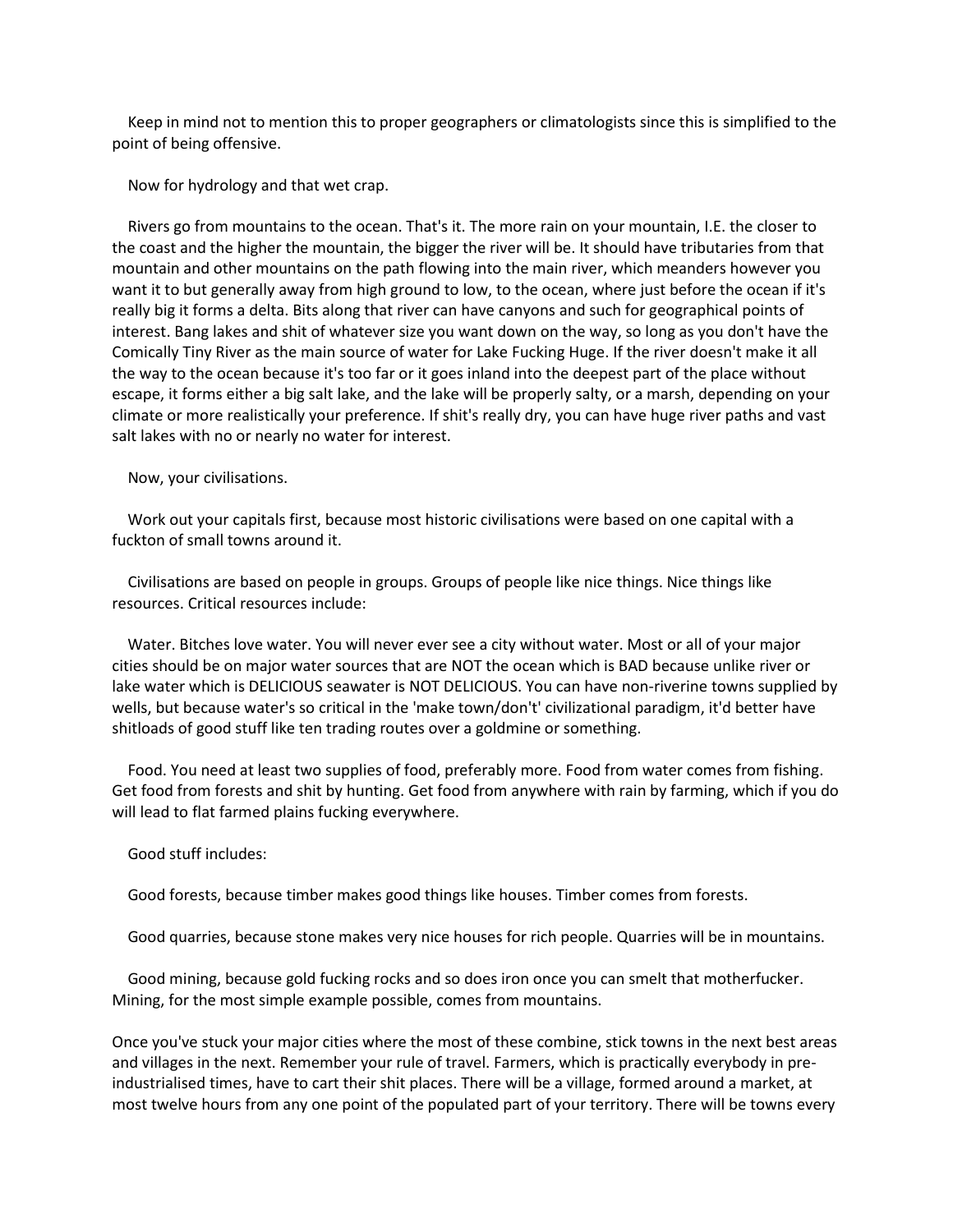Keep in mind not to mention this to proper geographers or climatologists since this is simplified to the point of being offensive.

Now for hydrology and that wet crap.

Rivers go from mountains to the ocean. That's it. The more rain on your mountain, I.E. the closer to the coast and the higher the mountain, the bigger the river will be. It should have tributaries from that mountain and other mountains on the path flowing into the main river, which meanders however you want it to but generally away from high ground to low, to the ocean, where just before the ocean if it's really big it forms a delta. Bits along that river can have canyons and such for geographical points of interest. Bang lakes and shit of whatever size you want down on the way, so long as you don't have the Comically Tiny River as the main source of water for Lake Fucking Huge. If the river doesn't make it all the way to the ocean because it's too far or it goes inland into the deepest part of the place without escape, it forms either a big salt lake, and the lake will be properly salty, or a marsh, depending on your climate or more realistically your preference. If shit's really dry, you can have huge river paths and vast salt lakes with no or nearly no water for interest.

Now, your civilisations.

Work out your capitals first, because most historic civilisations were based on one capital with a fuckton of small towns around it.

Civilisations are based on people in groups. Groups of people like nice things. Nice things like resources. Critical resources include:

Water. Bitches love water. You will never ever see a city without water. Most or all of your major cities should be on major water sources that are NOT the ocean which is BAD because unlike river or lake water which is DELICIOUS seawater is NOT DELICIOUS. You can have non-riverine towns supplied by wells, but because water's so critical in the 'make town/don't' civilizational paradigm, it'd better have shitloads of good stuff like ten trading routes over a goldmine or something.

Food. You need at least two supplies of food, preferably more. Food from water comes from fishing. Get food from forests and shit by hunting. Get food from anywhere with rain by farming, which if you do will lead to flat farmed plains fucking everywhere.

Good stuff includes:

Good forests, because timber makes good things like houses. Timber comes from forests.

Good quarries, because stone makes very nice houses for rich people. Quarries will be in mountains.

Good mining, because gold fucking rocks and so does iron once you can smelt that motherfucker. Mining, for the most simple example possible, comes from mountains.

Once you've stuck your major cities where the most of these combine, stick towns in the next best areas and villages in the next. Remember your rule of travel. Farmers, which is practically everybody in pre-industrialised times, have to cart their shit places. There will be a village, formed around a market, at most twelve hours from any one point of the populated part of your territory. There will be towns every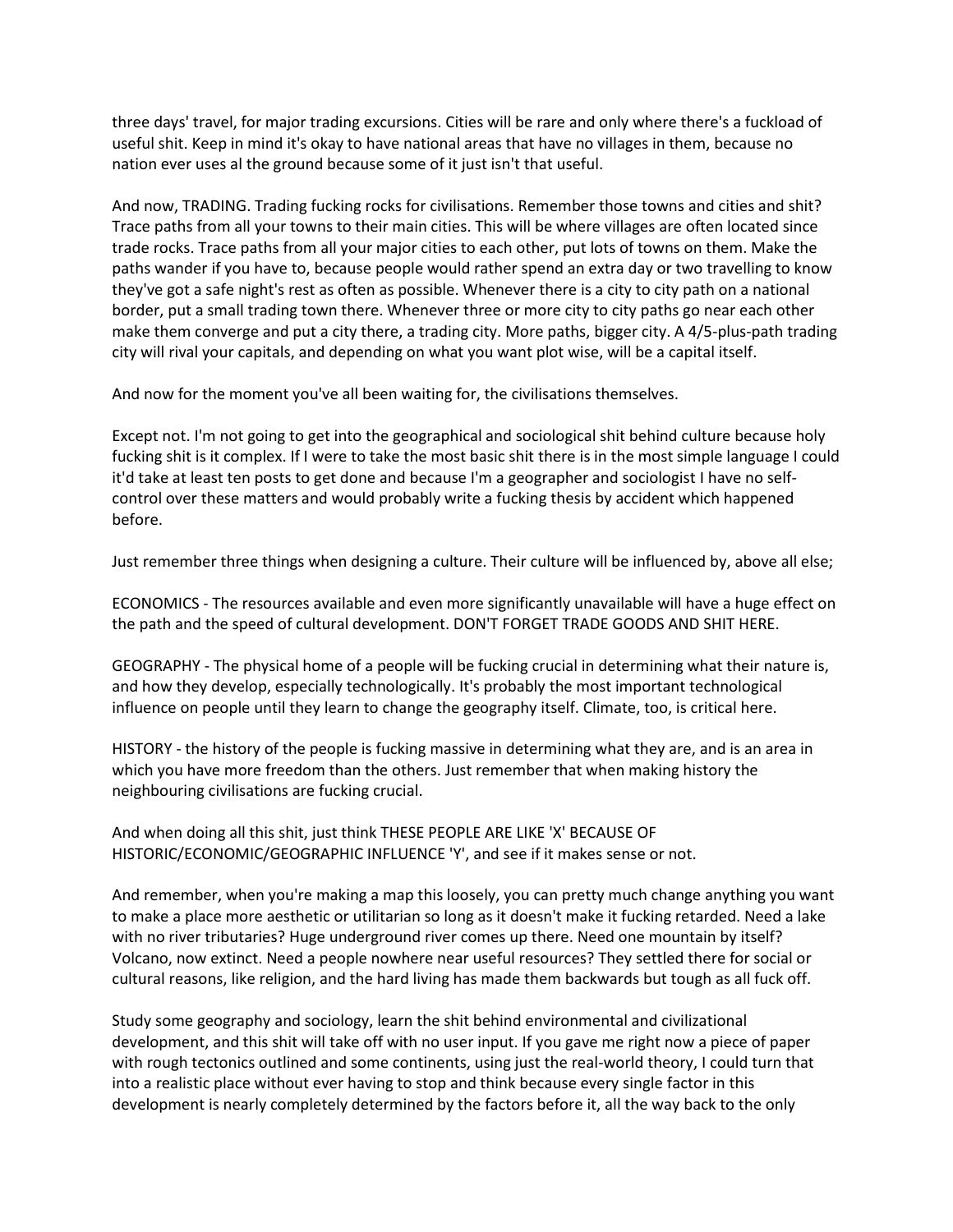three days' travel, for major trading excursions. Cities will be rare and only where there's a fuckload of useful shit. Keep in mind it's okay to have national areas that have no villages in them, because no nation ever uses al the ground because some of it just isn't that useful.

And now, TRADING. Trading fucking rocks for civilisations. Remember those towns and cities and shit? Trace paths from all your towns to their main cities. This will be where villages are often located since trade rocks. Trace paths from all your major cities to each other, put lots of towns on them. Make the paths wander if you have to, because people would rather spend an extra day or two travelling to know they've got a safe night's rest as often as possible. Whenever there is a city to city path on a national border, put a small trading town there. Whenever three or more city to city paths go near each other make them converge and put a city there, a trading city. More paths, bigger city. A 4/5-plus-path trading city will rival your capitals, and depending on what you want plot wise, will be a capital itself.

And now for the moment you've all been waiting for, the civilisations themselves.

Except not. I'm not going to get into the geographical and sociological shit behind culture because holy fucking shit is it complex. If I were to take the most basic shit there is in the most simple language I could it'd take at least ten posts to get done and because I'm a geographer and sociologist I have no self-control over these matters and would probably write a fucking thesis by accident which happened before.

Just remember three things when designing a culture. Their culture will be influenced by, above all else;

ECONOMICS - The resources available and even more significantly unavailable will have a huge effect on the path and the speed of cultural development. DON'T FORGET TRADE GOODS AND SHIT HERE.

GEOGRAPHY - The physical home of a people will be fucking crucial in determining what their nature is, and how they develop, especially technologically. It's probably the most important technological influence on people until they learn to change the geography itself. Climate, too, is critical here.

HISTORY - the history of the people is fucking massive in determining what they are, and is an area in which you have more freedom than the others. Just remember that when making history the neighbouring civilisations are fucking crucial.

And when doing all this shit, just think THESE PEOPLE ARE LIKE 'X' BECAUSE OF HISTORIC/ECONOMIC/GEOGRAPHIC INFLUENCE 'Y', and see if it makes sense or not.

And remember, when you're making a map this loosely, you can pretty much change anything you want to make a place more aesthetic or utilitarian so long as it doesn't make it fucking retarded. Need a lake with no river tributaries? Huge underground river comes up there. Need one mountain by itself? Volcano, now extinct. Need a people nowhere near useful resources? They settled there for social or cultural reasons, like religion, and the hard living has made them backwards but tough as all fuck off.

Study some geography and sociology, learn the shit behind environmental and civilizational development, and this shit will take off with no user input. If you gave me right now a piece of paper with rough tectonics outlined and some continents, using just the real-world theory, I could turn that into a realistic place without ever having to stop and think because every single factor in this development is nearly completely determined by the factors before it, all the way back to the only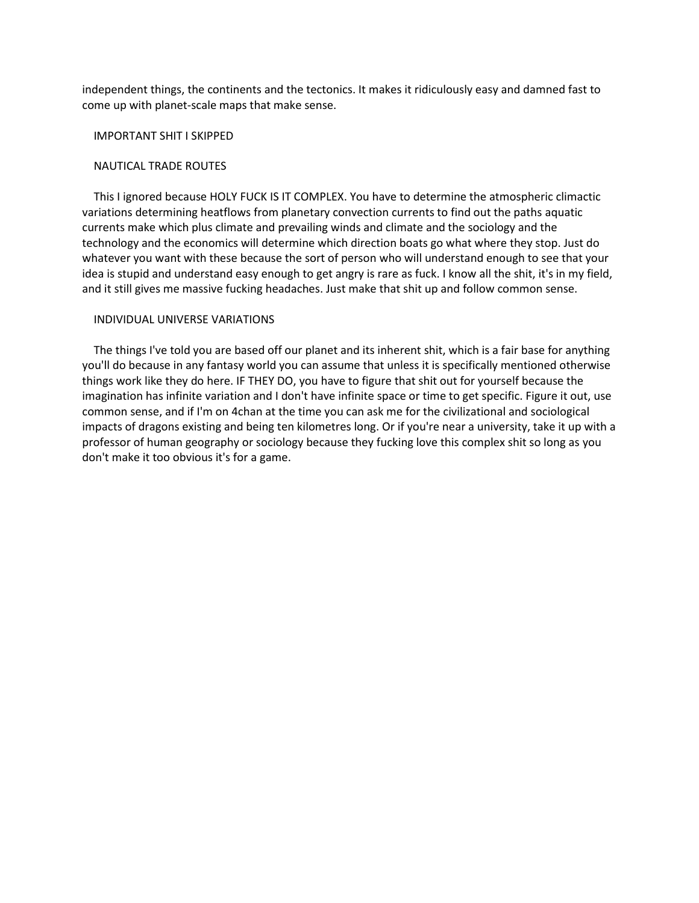independent things, the continents and the tectonics. It makes it ridiculously easy and damned fast to come up with planet-scale maps that make sense.

## IMPORTANT SHIT I SKIPPED

### NAUTICAL TRADE ROUTES

This I ignored because HOLY FUCK IS IT COMPLEX. You have to determine the atmospheric climactic variations determining heatflows from planetary convection currents to find out the paths aquatic currents make which plus climate and prevailing winds and climate and the sociology and the technology and the economics will determine which direction boats go what where they stop. Just do whatever you want with these because the sort of person who will understand enough to see that your idea is stupid and understand easy enough to get angry is rare as fuck. I know all the shit, it's in my field, and it still gives me massive fucking headaches. Just make that shit up and follow common sense.

### INDIVIDUAL UNIVERSE VARIATIONS

The things I've told you are based off our planet and its inherent shit, which is a fair base for anything you'll do because in any fantasy world you can assume that unless it is specifically mentioned otherwise things work like they do here. IF THEY DO, you have to figure that shit out for yourself because the imagination has infinite variation and I don't have infinite space or time to get specific. Figure it out, use common sense, and if I'm on 4chan at the time you can ask me for the civilizational and sociological impacts of dragons existing and being ten kilometres long. Or if you're near a university, take it up with a professor of human geography or sociology because they fucking love this complex shit so long as you don't make it too obvious it's for a game.